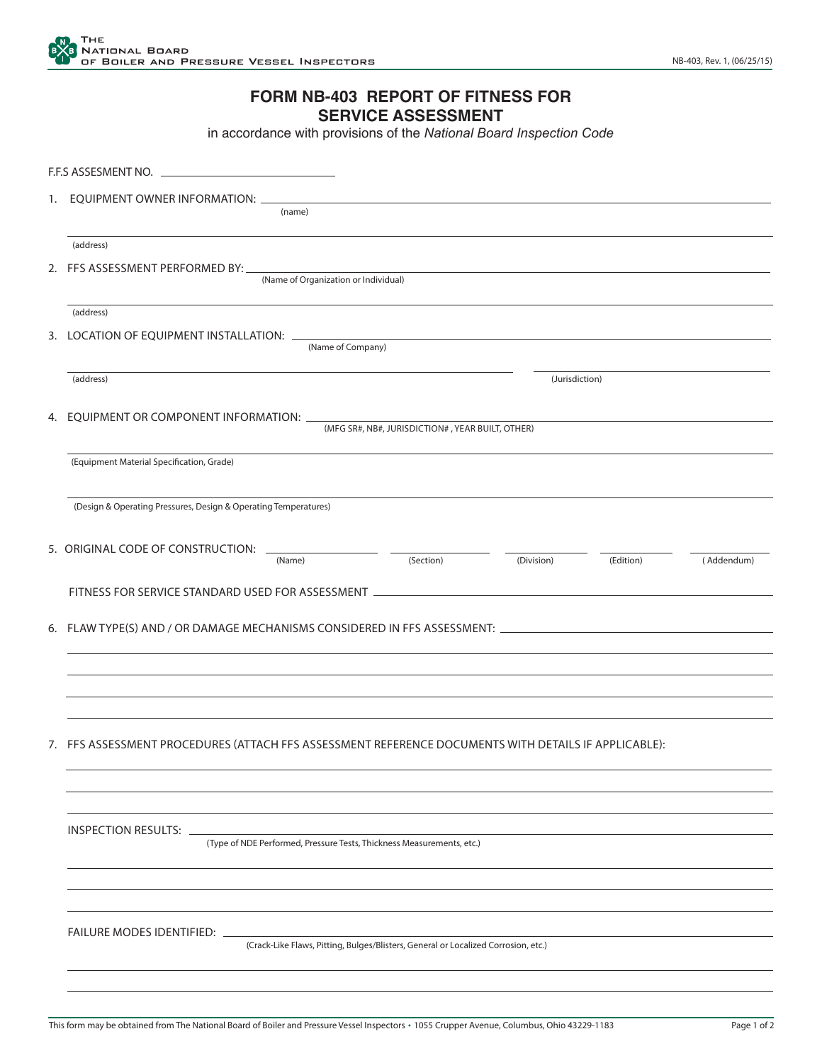# FORM NB-403 REPORT OF FITNESS FOR SERVICE ASSESSMENT

in accordance with provisions of the *National Board Inspection Code*

F.F.S ASSESEMENT NO. ______________________

1. EQUIPMENT OWNER INFORMATION: ______________________________________________
   (name)

   ______________________________________________
   (address)

2. FFS ASSESSMENT PERFORMED BY: ______________________________________________
   (Name of Organization or Individual)

   ______________________________________________
   (address)

3. LOCATION OF EQUIPMENT INSTALLATION: ______________________________________________
   (Name of Company)

   ______________________________ ______________________
   (address) (Jurisdiction)

4. EQUIPMENT OR COMPONENT INFORMATION: ______________________________________________
   (MFG SR#, NB#, JURISDICTION# , YEAR BUILT, OTHER)

   ______________________________________________
   (Equipment Material Specification, Grade)

   ______________________________________________
   (Design & Operating Pressures, Design & Operating Temperatures)

5. ORIGINAL CODE OF CONSTRUCTION: ____________ ____________ ____________ ____________ ____________
   (Name) (Section) (Division) (Edition) ( Addendum)

   FITNESS FOR SERVICE STANDARD USED FOR ASSESSMENT ______________________________________________

6. FLAW TYPE(S) AND / OR DAMAGE MECHANISMS CONSIDERED IN FFS ASSESSMENT: ______________________

   ______________________________________________

   ______________________________________________

   ______________________________________________

   ______________________________________________

7. FFS ASSESSMENT PROCEDURES (ATTACH FFS ASSESSMENT REFERENCE DOCUMENTS WITH DETAILS IF APPLICABLE):

   ______________________________________________

   ______________________________________________

   ______________________________________________

   INSPECTION RESULTS: ______________________________________________
   (Type of NDE Performed, Pressure Tests, Thickness Measurements, etc.)

   ______________________________________________

   ______________________________________________

   ______________________________________________

   FAILURE MODES IDENTIFIED: ______________________________________________
   (Crack-Like Flaws, Pitting, Bulges/Blisters, General or Localized Corrosion, etc.)

   ______________________________________________

   ______________________________________________

This form may be obtained from The National Board of Boiler and Pressure Vessel Inspectors • 1055 Crupper Avenue, Columbus, Ohio 43229-1183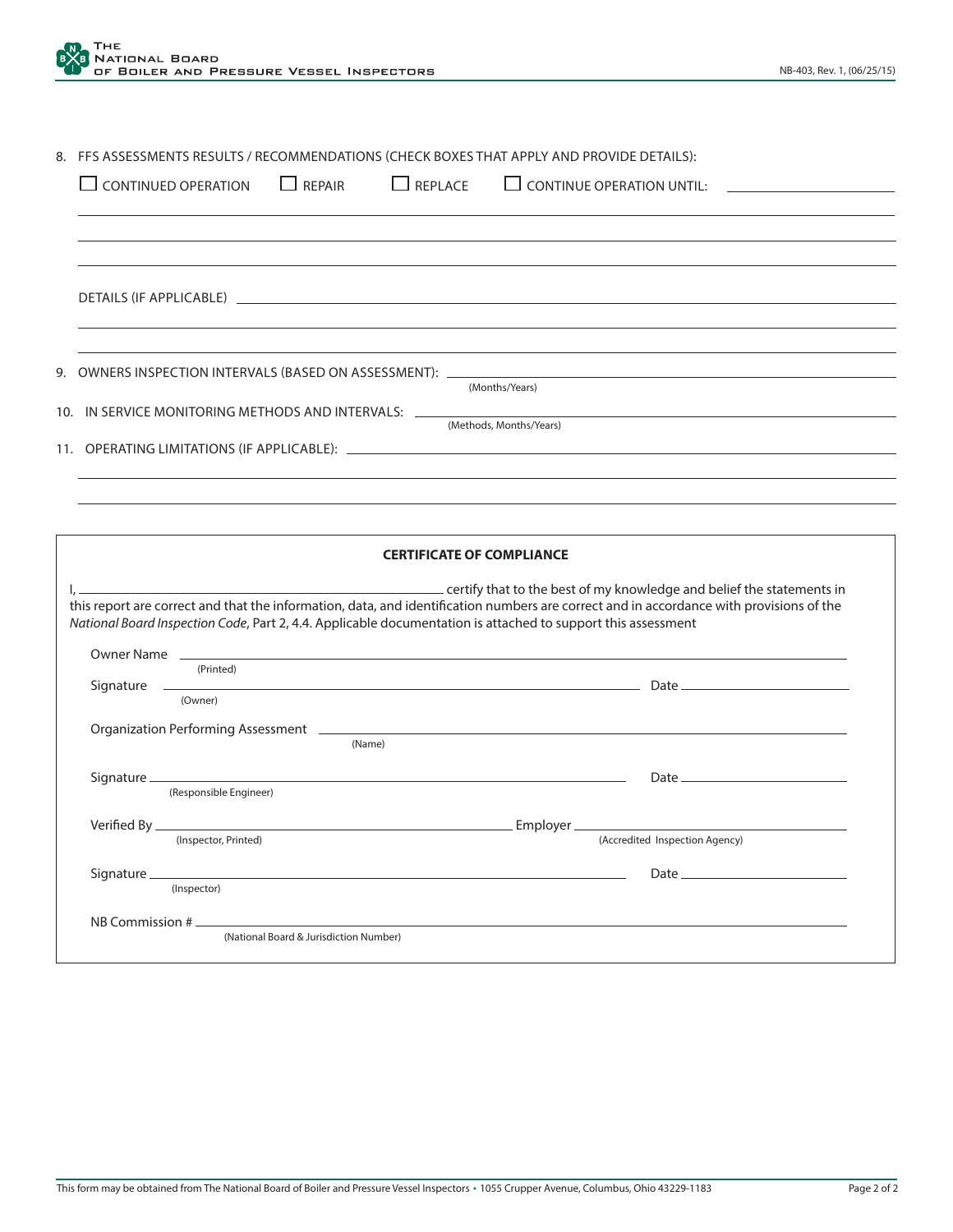8. FFS ASSESSMENTS RESULTS / RECOMMENDATIONS (CHECK BOXES THAT APPLY AND PROVIDE DETAILS):

☐ CONTINUED OPERATION ☐ REPAIR ☐ REPLACE ☐ CONTINUE OPERATION UNTIL: ____________________

DETAILS (IF APPLICABLE) ____________________

9. OWNERS INSPECTION INTERVALS (BASED ON ASSESSMENT): ____________________
(Months/Years)

10. IN SERVICE MONITORING METHODS AND INTERVALS: ____________________
(Methods, Months/Years)

11. OPERATING LIMITATIONS (IF APPLICABLE): ____________________

**CERTIFICATE OF COMPLIANCE**

I, ____________________ certify that to the best of my knowledge and belief the statements in this report are correct and that the information, data, and identification numbers are correct and in accordance with provisions of the *National Board Inspection Code*, Part 2, 4.4. Applicable documentation is attached to support this assessment

Owner Name ____________________
(Printed)

Signature ____________________ Date ____________________
(Owner)

Organization Performing Assessment ____________________
(Name)

Signature ____________________ Date ____________________
(Responsible Engineer)

Verified By ____________________ Employer ____________________
(Inspector, Printed) (Accredited Inspection Agency)

Signature ____________________ Date ____________________
(Inspector)

NB Commission # ____________________
(National Board & Jurisdiction Number)

This form may be obtained from The National Board of Boiler and Pressure Vessel Inspectors • 1055 Crupper Avenue, Columbus, Ohio 43229-1183